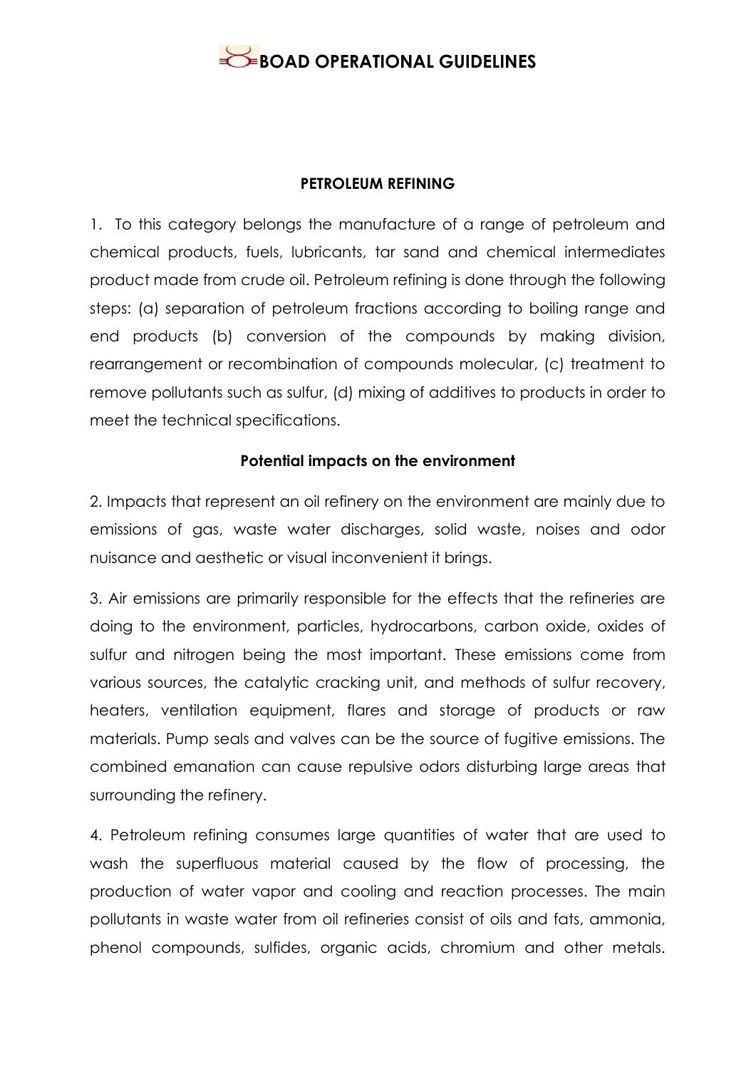# BOAD OPERATIONAL GUIDELINES

## PETROLEUM REFINING

1. To this category belongs the manufacture of a range of petroleum and chemical products, fuels, lubricants, tar sand and chemical intermediates product made from crude oil. Petroleum refining is done through the following steps: (a) separation of petroleum fractions according to boiling range and end products (b) conversion of the compounds by making division, rearrangement or recombination of compounds molecular, (c) treatment to remove pollutants such as sulfur, (d) mixing of additives to products in order to meet the technical specifications.

### Potential impacts on the environment

2. Impacts that represent an oil refinery on the environment are mainly due to emissions of gas, waste water discharges, solid waste, noises and odor nuisance and aesthetic or visual inconvenient it brings.

3. Air emissions are primarily responsible for the effects that the refineries are doing to the environment, particles, hydrocarbons, carbon oxide, oxides of sulfur and nitrogen being the most important. These emissions come from various sources, the catalytic cracking unit, and methods of sulfur recovery, heaters, ventilation equipment, flares and storage of products or raw materials. Pump seals and valves can be the source of fugitive emissions. The combined emanation can cause repulsive odors disturbing large areas that surrounding the refinery.

4. Petroleum refining consumes large quantities of water that are used to wash the superfluous material caused by the flow of processing, the production of water vapor and cooling and reaction processes. The main pollutants in waste water from oil refineries consist of oils and fats, ammonia, phenol compounds, sulfides, organic acids, chromium and other metals.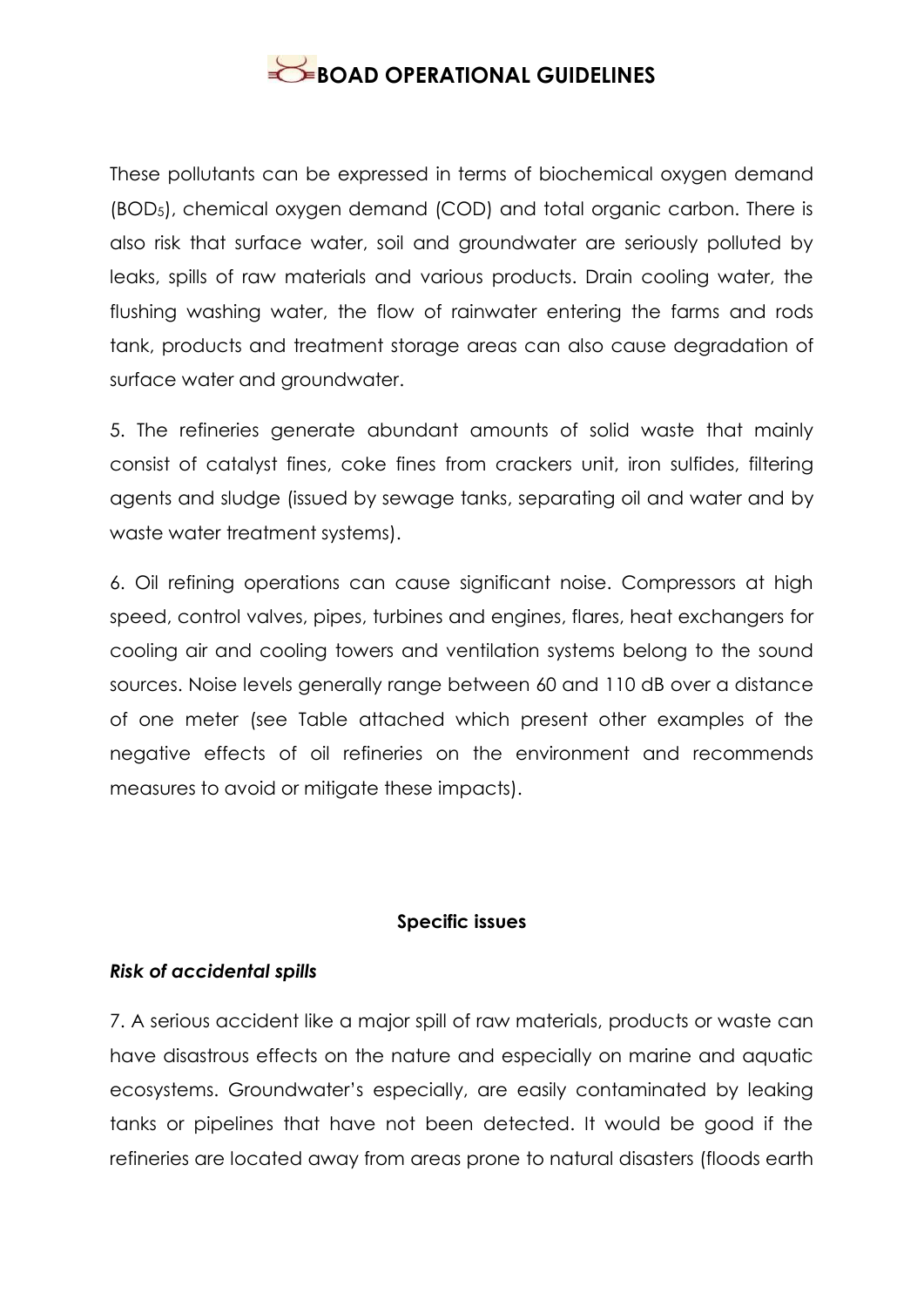These pollutants can be expressed in terms of biochemical oxygen demand ($BOD_5$), chemical oxygen demand (COD) and total organic carbon. There is also risk that surface water, soil and groundwater are seriously polluted by leaks, spills of raw materials and various products. Drain cooling water, the flushing washing water, the flow of rainwater entering the farms and rods tank, products and treatment storage areas can also cause degradation of surface water and groundwater.

5. The refineries generate abundant amounts of solid waste that mainly consist of catalyst fines, coke fines from crackers unit, iron sulfides, filtering agents and sludge (issued by sewage tanks, separating oil and water and by waste water treatment systems).

6. Oil refining operations can cause significant noise. Compressors at high speed, control valves, pipes, turbines and engines, flares, heat exchangers for cooling air and cooling towers and ventilation systems belong to the sound sources. Noise levels generally range between 60 and 110 dB over a distance of one meter (see Table attached which present other examples of the negative effects of oil refineries on the environment and recommends measures to avoid or mitigate these impacts).

**Specific issues**

***Risk of accidental spills***

7. A serious accident like a major spill of raw materials, products or waste can have disastrous effects on the nature and especially on marine and aquatic ecosystems. Groundwater's especially, are easily contaminated by leaking tanks or pipelines that have not been detected. It would be good if the refineries are located away from areas prone to natural disasters (floods earth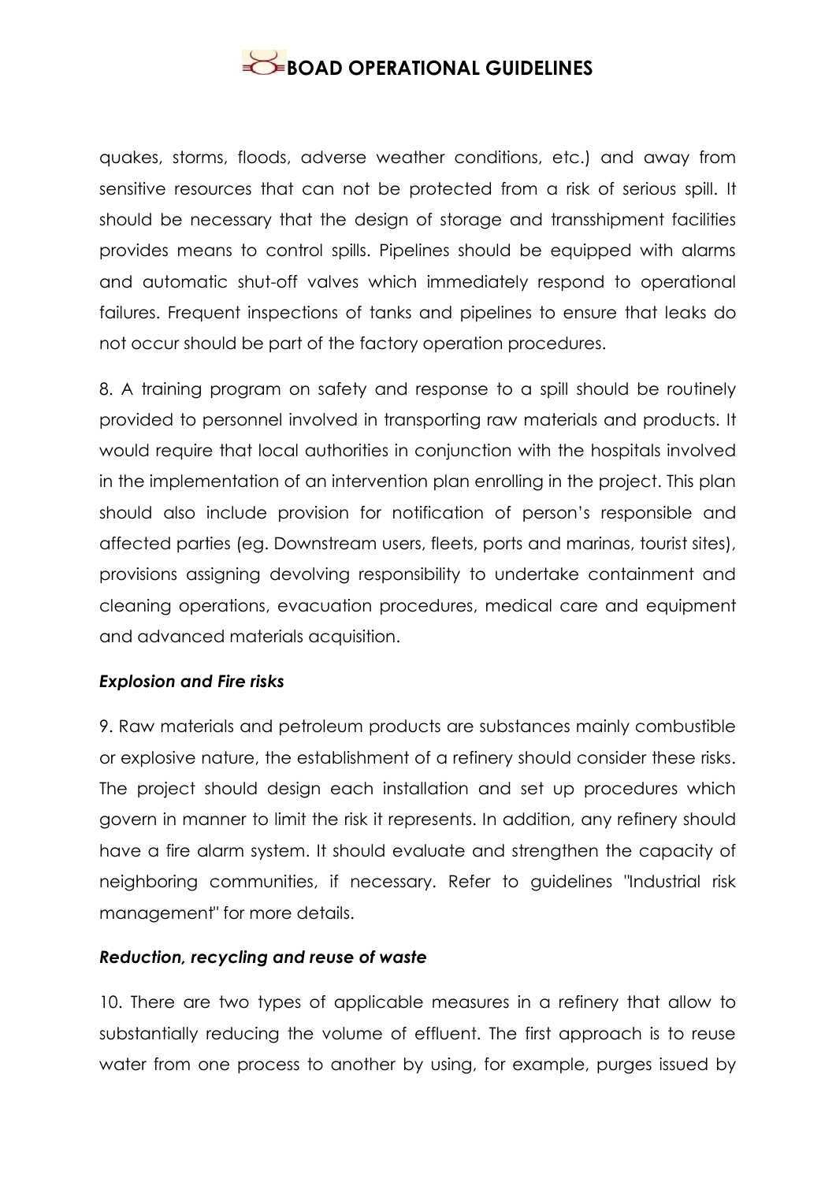quakes, storms, floods, adverse weather conditions, etc.) and away from sensitive resources that can not be protected from a risk of serious spill. It should be necessary that the design of storage and transshipment facilities provides means to control spills. Pipelines should be equipped with alarms and automatic shut-off valves which immediately respond to operational failures. Frequent inspections of tanks and pipelines to ensure that leaks do not occur should be part of the factory operation procedures.

8. A training program on safety and response to a spill should be routinely provided to personnel involved in transporting raw materials and products. It would require that local authorities in conjunction with the hospitals involved in the implementation of an intervention plan enrolling in the project. This plan should also include provision for notification of person's responsible and affected parties (eg. Downstream users, fleets, ports and marinas, tourist sites), provisions assigning devolving responsibility to undertake containment and cleaning operations, evacuation procedures, medical care and equipment and advanced materials acquisition.

***Explosion and Fire risks***

9. Raw materials and petroleum products are substances mainly combustible or explosive nature, the establishment of a refinery should consider these risks. The project should design each installation and set up procedures which govern in manner to limit the risk it represents. In addition, any refinery should have a fire alarm system. It should evaluate and strengthen the capacity of neighboring communities, if necessary. Refer to guidelines "Industrial risk management" for more details.

***Reduction, recycling and reuse of waste***

10. There are two types of applicable measures in a refinery that allow to substantially reducing the volume of effluent. The first approach is to reuse water from one process to another by using, for example, purges issued by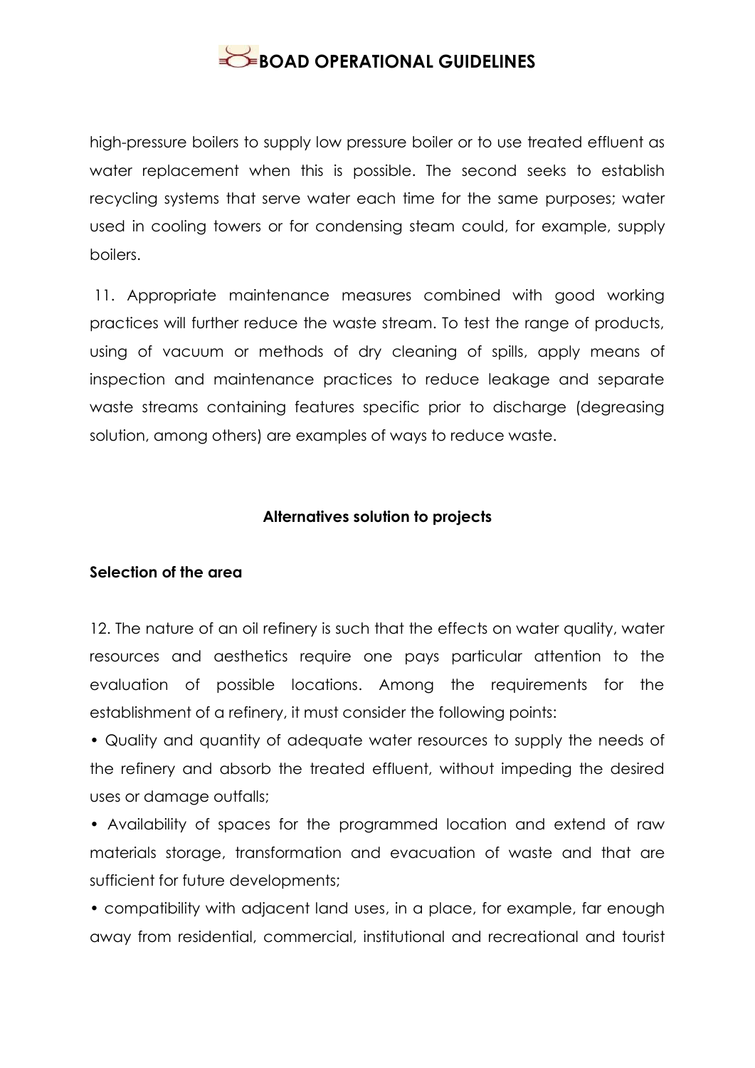high-pressure boilers to supply low pressure boiler or to use treated effluent as water replacement when this is possible. The second seeks to establish recycling systems that serve water each time for the same purposes; water used in cooling towers or for condensing steam could, for example, supply boilers.

11. Appropriate maintenance measures combined with good working practices will further reduce the waste stream. To test the range of products, using of vacuum or methods of dry cleaning of spills, apply means of inspection and maintenance practices to reduce leakage and separate waste streams containing features specific prior to discharge (degreasing solution, among others) are examples of ways to reduce waste.

## Alternatives solution to projects

### Selection of the area

12. The nature of an oil refinery is such that the effects on water quality, water resources and aesthetics require one pays particular attention to the evaluation of possible locations. Among the requirements for the establishment of a refinery, it must consider the following points:

- Quality and quantity of adequate water resources to supply the needs of the refinery and absorb the treated effluent, without impeding the desired uses or damage outfalls;
- Availability of spaces for the programmed location and extend of raw materials storage, transformation and evacuation of waste and that are sufficient for future developments;
- compatibility with adjacent land uses, in a place, for example, far enough away from residential, commercial, institutional and recreational and tourist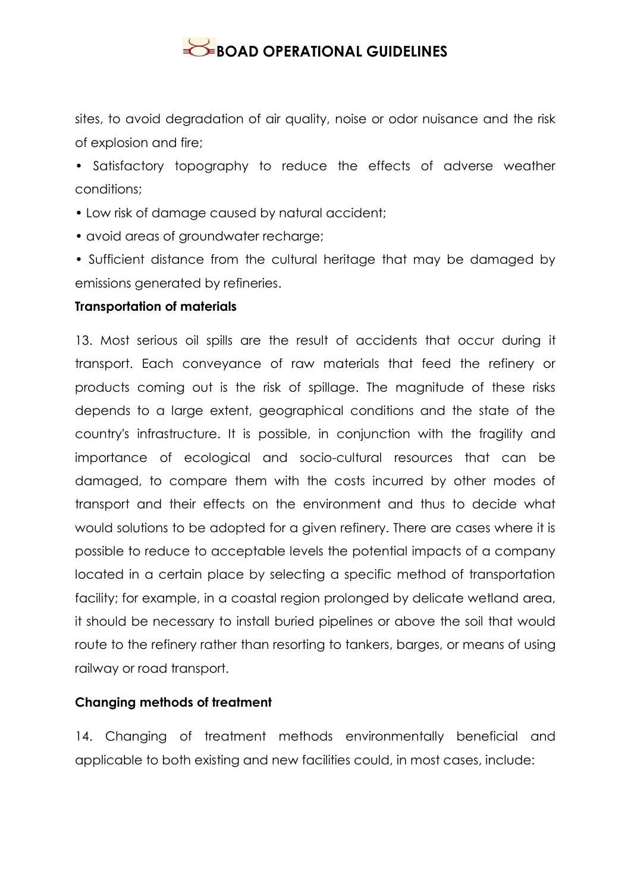sites, to avoid degradation of air quality, noise or odor nuisance and the risk of explosion and fire;

- Satisfactory topography to reduce the effects of adverse weather conditions;
- Low risk of damage caused by natural accident;
- avoid areas of groundwater recharge;
- Sufficient distance from the cultural heritage that may be damaged by emissions generated by refineries.

**Transportation of materials**

13. Most serious oil spills are the result of accidents that occur during it transport. Each conveyance of raw materials that feed the refinery or products coming out is the risk of spillage. The magnitude of these risks depends to a large extent, geographical conditions and the state of the country's infrastructure. It is possible, in conjunction with the fragility and importance of ecological and socio-cultural resources that can be damaged, to compare them with the costs incurred by other modes of transport and their effects on the environment and thus to decide what would solutions to be adopted for a given refinery. There are cases where it is possible to reduce to acceptable levels the potential impacts of a company located in a certain place by selecting a specific method of transportation facility; for example, in a coastal region prolonged by delicate wetland area, it should be necessary to install buried pipelines or above the soil that would route to the refinery rather than resorting to tankers, barges, or means of using railway or road transport.

**Changing methods of treatment**

14. Changing of treatment methods environmentally beneficial and applicable to both existing and new facilities could, in most cases, include: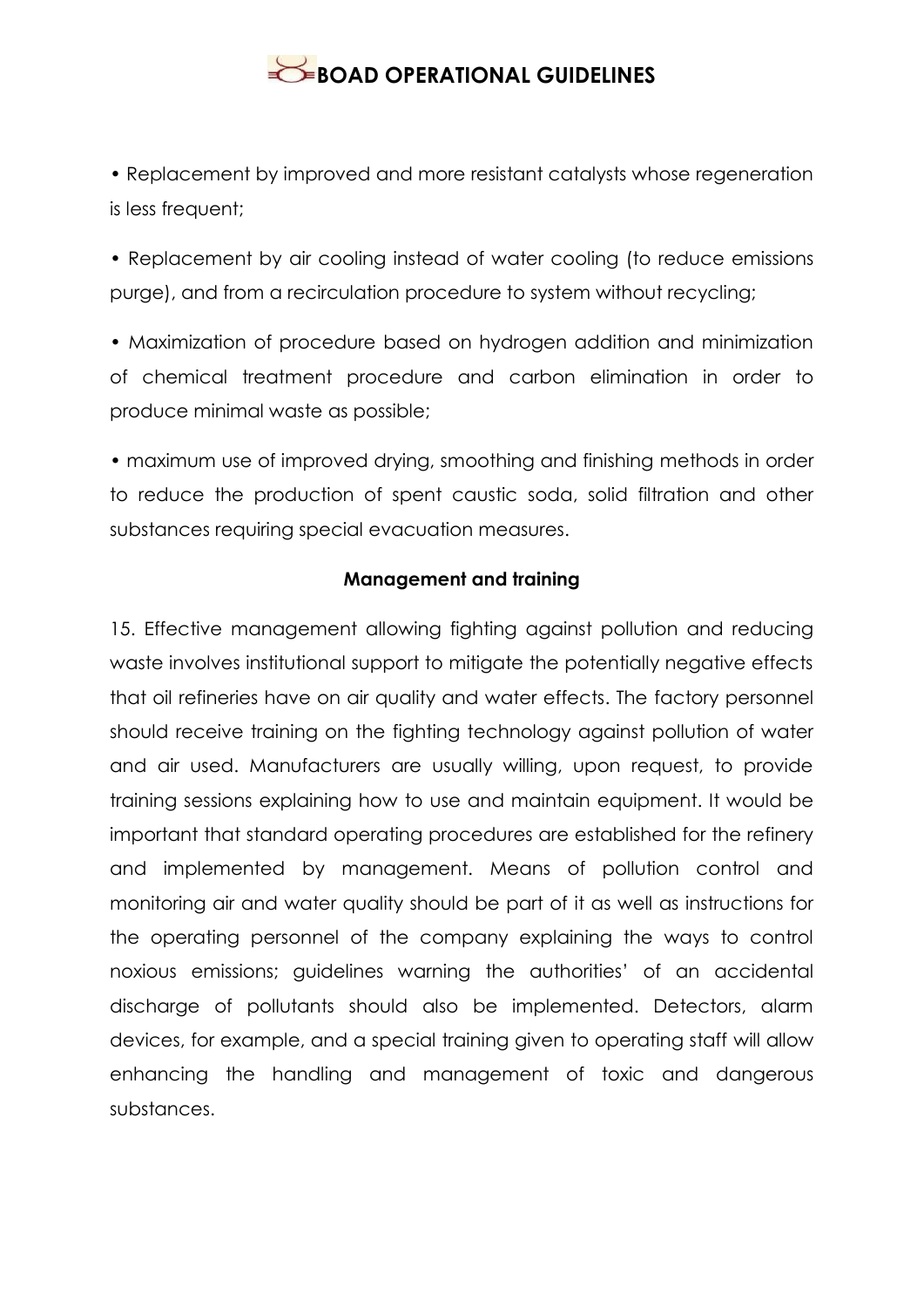• Replacement by improved and more resistant catalysts whose regeneration is less frequent;

• Replacement by air cooling instead of water cooling (to reduce emissions purge), and from a recirculation procedure to system without recycling;

• Maximization of procedure based on hydrogen addition and minimization of chemical treatment procedure and carbon elimination in order to produce minimal waste as possible;

• maximum use of improved drying, smoothing and finishing methods in order to reduce the production of spent caustic soda, solid filtration and other substances requiring special evacuation measures.

**Management and training**

15. Effective management allowing fighting against pollution and reducing waste involves institutional support to mitigate the potentially negative effects that oil refineries have on air quality and water effects. The factory personnel should receive training on the fighting technology against pollution of water and air used. Manufacturers are usually willing, upon request, to provide training sessions explaining how to use and maintain equipment. It would be important that standard operating procedures are established for the refinery and implemented by management. Means of pollution control and monitoring air and water quality should be part of it as well as instructions for the operating personnel of the company explaining the ways to control noxious emissions; guidelines warning the authorities' of an accidental discharge of pollutants should also be implemented. Detectors, alarm devices, for example, and a special training given to operating staff will allow enhancing the handling and management of toxic and dangerous substances.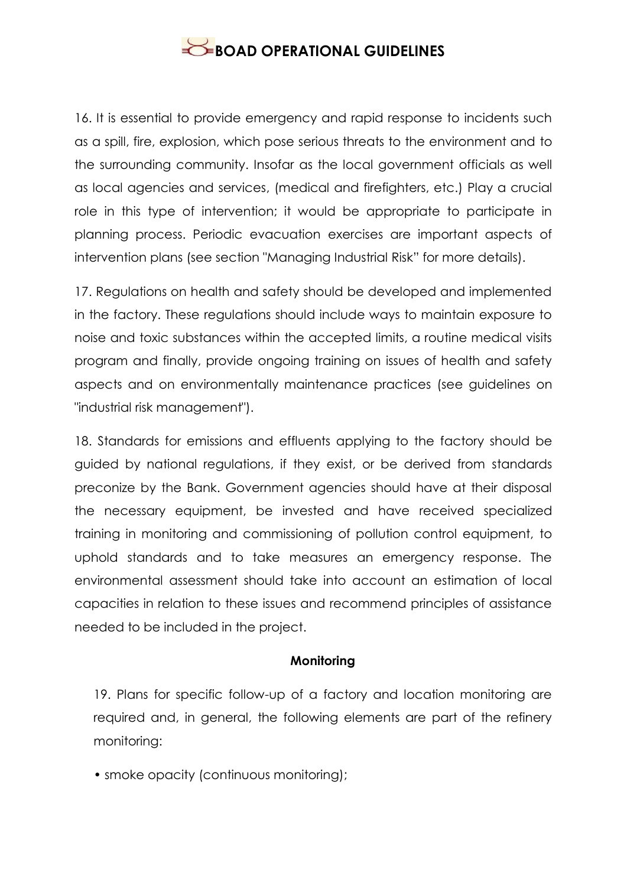16. It is essential to provide emergency and rapid response to incidents such as a spill, fire, explosion, which pose serious threats to the environment and to the surrounding community. Insofar as the local government officials as well as local agencies and services, (medical and firefighters, etc.) Play a crucial role in this type of intervention; it would be appropriate to participate in planning process. Periodic evacuation exercises are important aspects of intervention plans (see section "Managing Industrial Risk" for more details).

17. Regulations on health and safety should be developed and implemented in the factory. These regulations should include ways to maintain exposure to noise and toxic substances within the accepted limits, a routine medical visits program and finally, provide ongoing training on issues of health and safety aspects and on environmentally maintenance practices (see guidelines on "industrial risk management").

18. Standards for emissions and effluents applying to the factory should be guided by national regulations, if they exist, or be derived from standards preconize by the Bank. Government agencies should have at their disposal the necessary equipment, be invested and have received specialized training in monitoring and commissioning of pollution control equipment, to uphold standards and to take measures an emergency response. The environmental assessment should take into account an estimation of local capacities in relation to these issues and recommend principles of assistance needed to be included in the project.

**Monitoring**

19. Plans for specific follow-up of a factory and location monitoring are required and, in general, the following elements are part of the refinery monitoring:

- smoke opacity (continuous monitoring);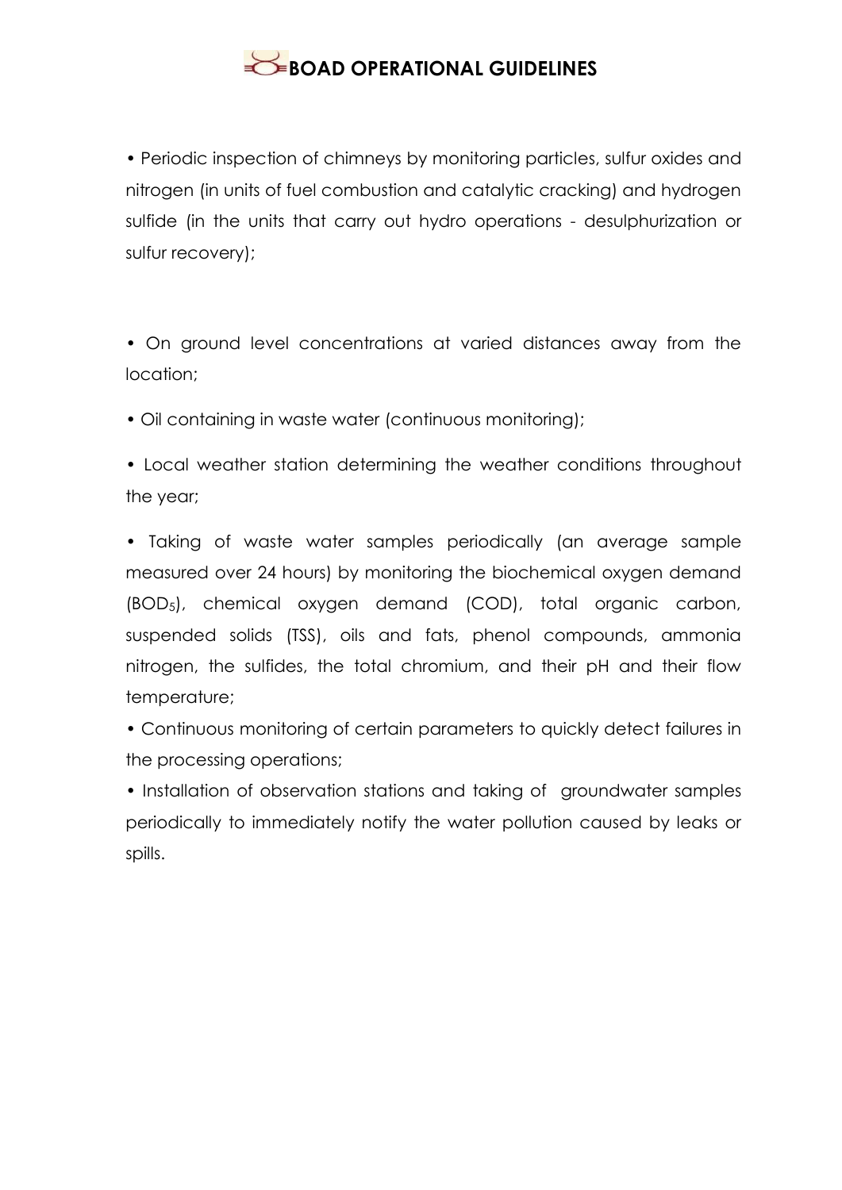- Periodic inspection of chimneys by monitoring particles, sulfur oxides and nitrogen (in units of fuel combustion and catalytic cracking) and hydrogen sulfide (in the units that carry out hydro operations - desulphurization or sulfur recovery);

- On ground level concentrations at varied distances away from the location;

- Oil containing in waste water (continuous monitoring);

- Local weather station determining the weather conditions throughout the year;

- Taking of waste water samples periodically (an average sample measured over 24 hours) by monitoring the biochemical oxygen demand ($BOD_5$), chemical oxygen demand (COD), total organic carbon, suspended solids (TSS), oils and fats, phenol compounds, ammonia nitrogen, the sulfides, the total chromium, and their pH and their flow temperature;

- Continuous monitoring of certain parameters to quickly detect failures in the processing operations;

- Installation of observation stations and taking of groundwater samples periodically to immediately notify the water pollution caused by leaks or spills.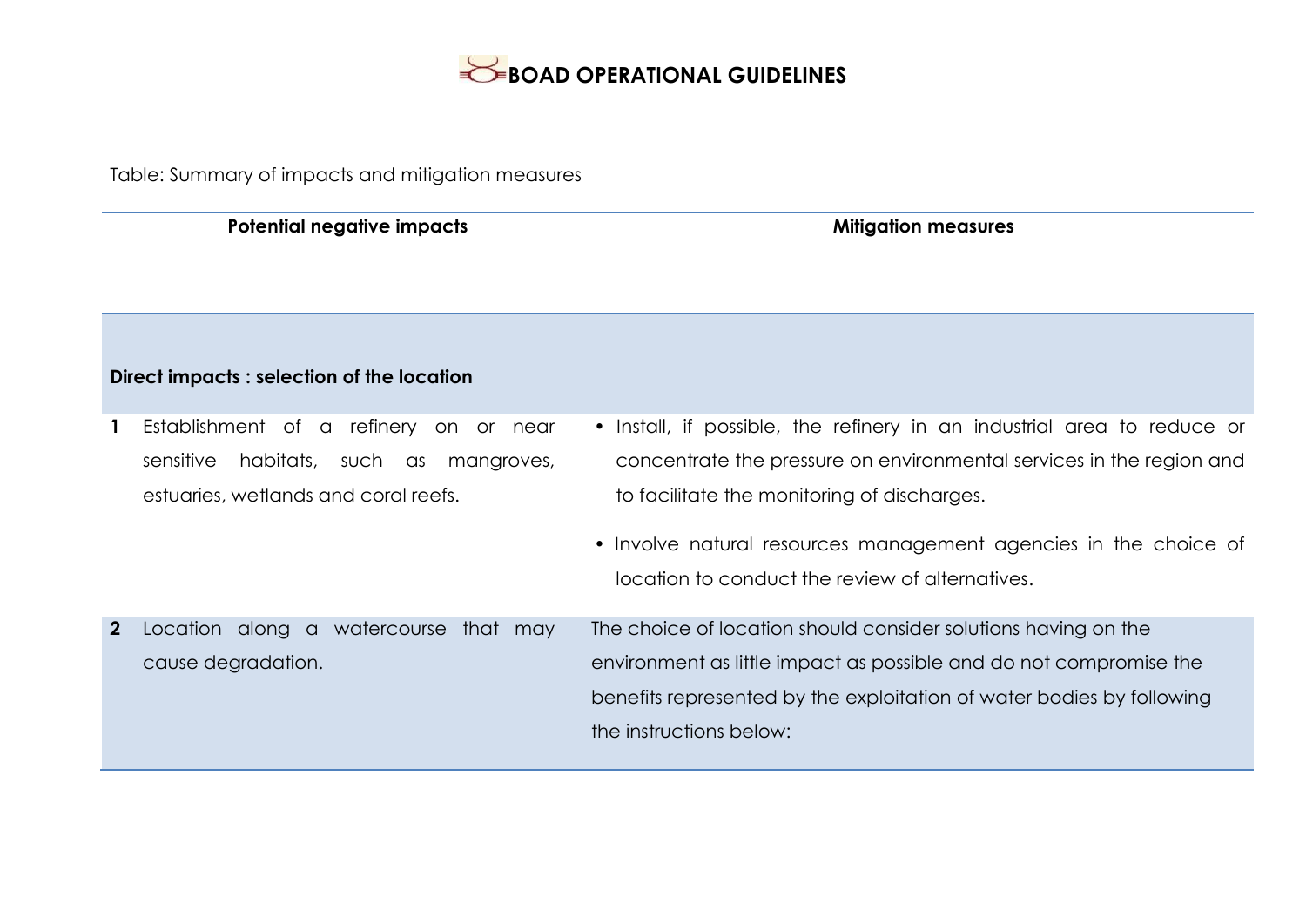Table: Summary of impacts and mitigation measures

| | Potential negative impacts | Mitigation measures |
|---|---|---|
| **Direct impacts : selection of the location** | | |
| **1** | Establishment of a refinery on or near sensitive habitats, such as mangroves, estuaries, wetlands and coral reefs. | • Install, if possible, the refinery in an industrial area to reduce or concentrate the pressure on environmental services in the region and to facilitate the monitoring of discharges.<br>• Involve natural resources management agencies in the choice of location to conduct the review of alternatives. |
| **2** | Location along a watercourse that may cause degradation. | The choice of location should consider solutions having on the environment as little impact as possible and do not compromise the benefits represented by the exploitation of water bodies by following the instructions below: |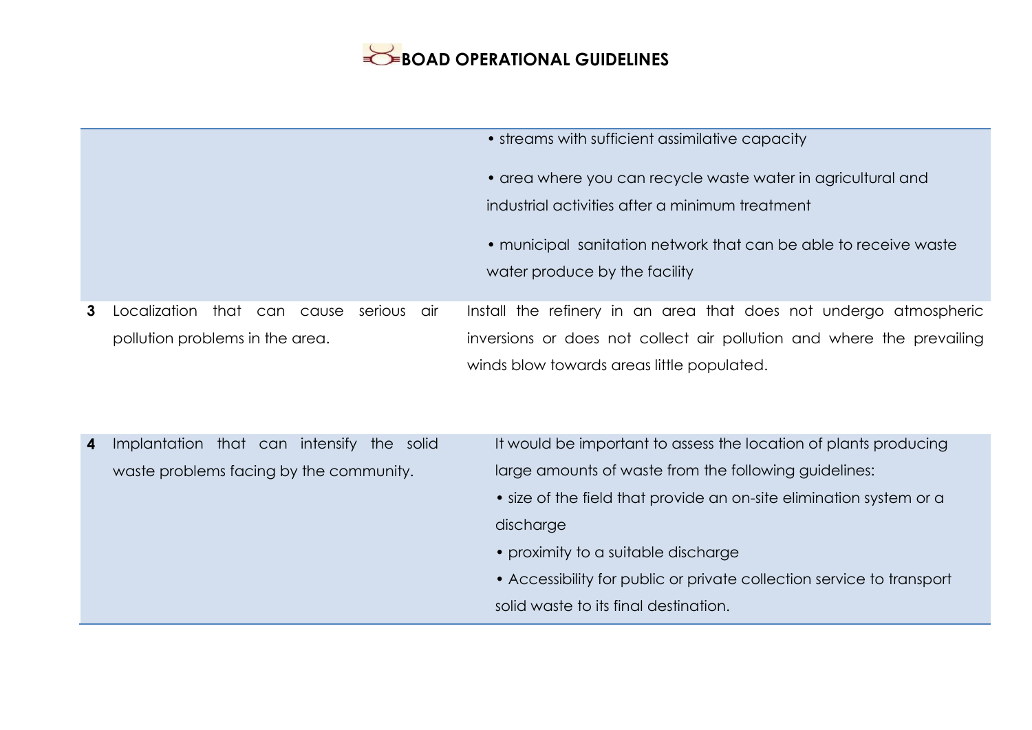| | | |
|---|---|---|
| | | • streams with sufficient assimilative capacity<br><br>• area where you can recycle waste water in agricultural and industrial activities after a minimum treatment<br><br>• municipal sanitation network that can be able to receive waste water produce by the facility |
| **3** | Localization that can cause serious air pollution problems in the area. | Install the refinery in an area that does not undergo atmospheric inversions or does not collect air pollution and where the prevailing winds blow towards areas little populated. |
| **4** | Implantation that can intensify the solid waste problems facing by the community. | It would be important to assess the location of plants producing large amounts of waste from the following guidelines:<br>• size of the field that provide an on-site elimination system or a discharge<br>• proximity to a suitable discharge<br>• Accessibility for public or private collection service to transport solid waste to its final destination. |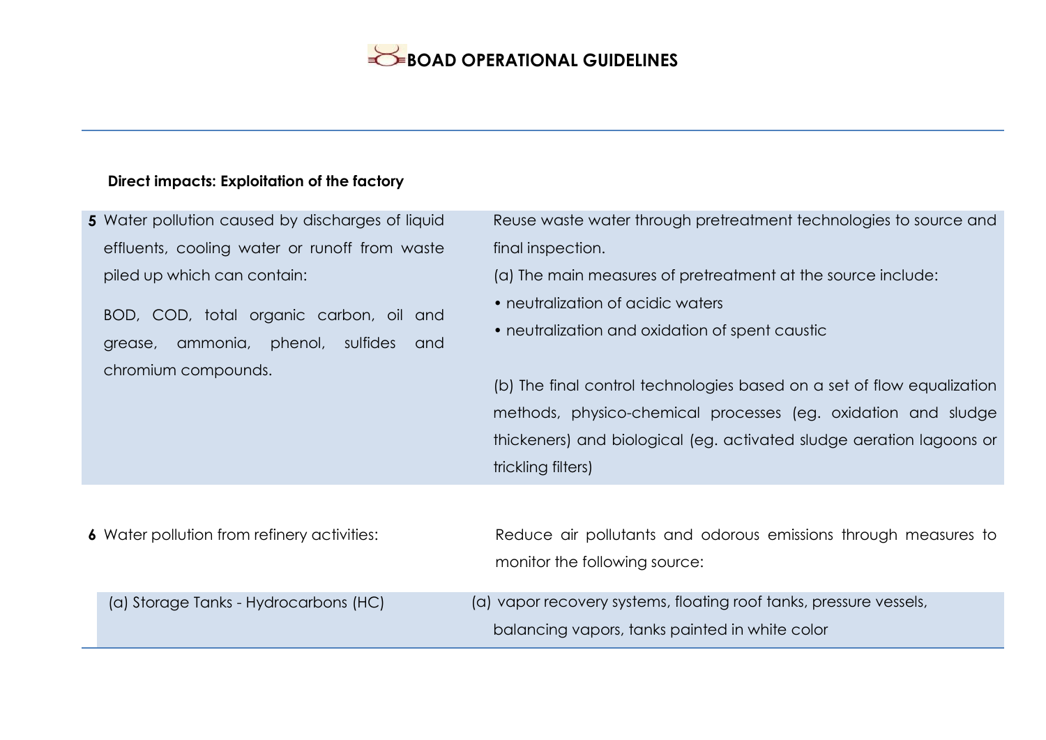**Direct impacts: Exploitation of the factory**

| | | |
|---|---|---|
| **5** | Water pollution caused by discharges of liquid effluents, cooling water or runoff from waste piled up which can contain:<br><br>BOD, COD, total organic carbon, oil and grease, ammonia, phenol, sulfides and chromium compounds. | Reuse waste water through pretreatment technologies to source and final inspection.<br>(a) The main measures of pretreatment at the source include:<br>• neutralization of acidic waters<br>• neutralization and oxidation of spent caustic<br><br>(b) The final control technologies based on a set of flow equalization methods, physico-chemical processes (eg. oxidation and sludge thickeners) and biological (eg. activated sludge aeration lagoons or trickling filters) |
| **6** | Water pollution from refinery activities: | Reduce air pollutants and odorous emissions through measures to monitor the following source: |
| | (a) Storage Tanks - Hydrocarbons (HC) | (a) vapor recovery systems, floating roof tanks, pressure vessels, balancing vapors, tanks painted in white color |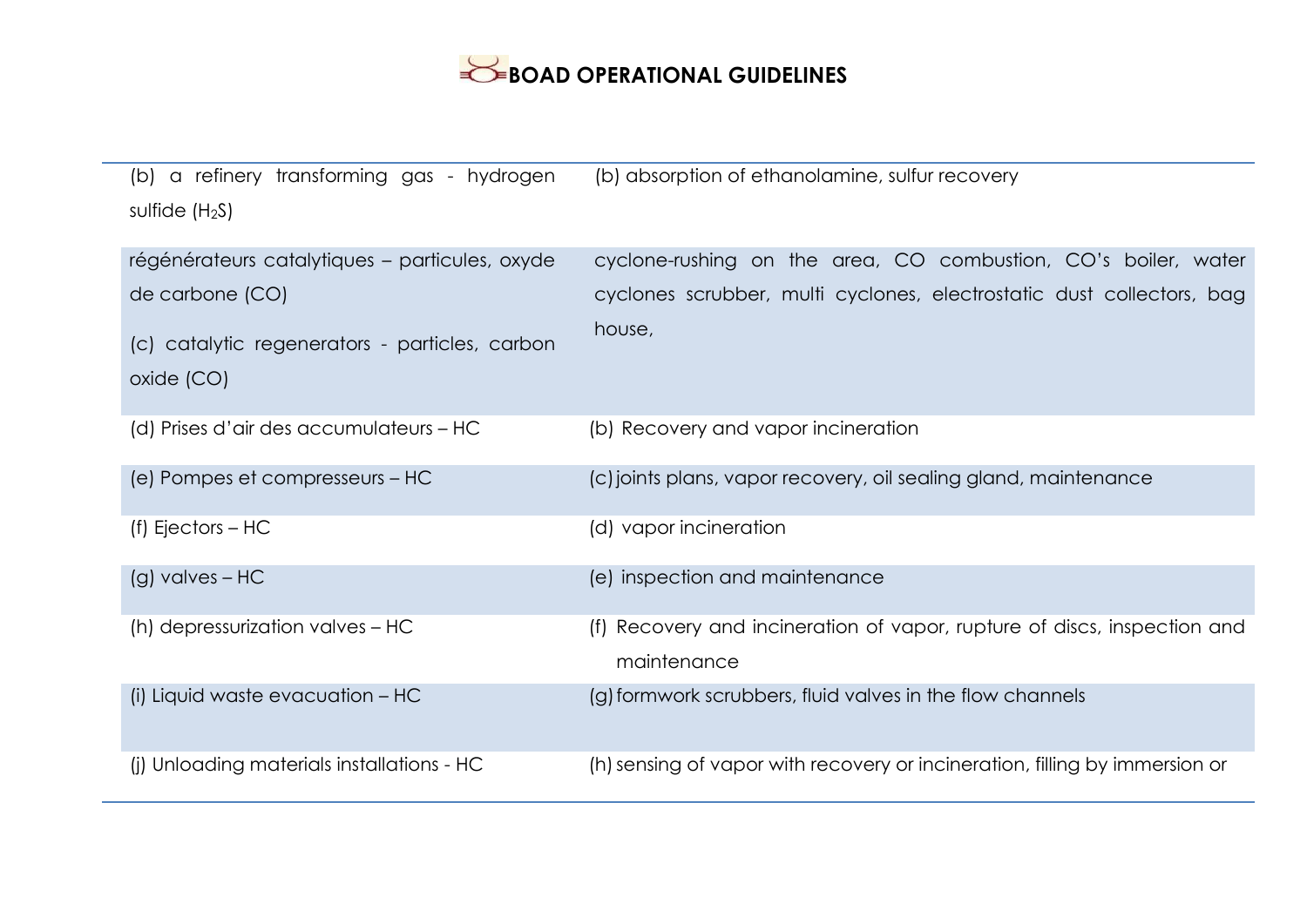| | |
|---|---|
| (b) a refinery transforming gas - hydrogen sulfide ($H_2S$) | (b) absorption of ethanolamine, sulfur recovery |
| régénérateurs catalytiques – particules, oxyde de carbone (CO)<br><br>(c) catalytic regenerators - particles, carbon oxide (CO) | cyclone-rushing on the area, CO combustion, CO's boiler, water cyclones scrubber, multi cyclones, electrostatic dust collectors, bag house, |
| (d) Prises d'air des accumulateurs – HC | (b) Recovery and vapor incineration |
| (e) Pompes et compresseurs – HC | (c) joints plans, vapor recovery, oil sealing gland, maintenance |
| (f) Ejectors – HC | (d) vapor incineration |
| (g) valves – HC | (e) inspection and maintenance |
| (h) depressurization valves – HC | (f) Recovery and incineration of vapor, rupture of discs, inspection and maintenance |
| (i) Liquid waste evacuation – HC | (g) formwork scrubbers, fluid valves in the flow channels |
| (j) Unloading materials installations - HC | (h) sensing of vapor with recovery or incineration, filling by immersion or |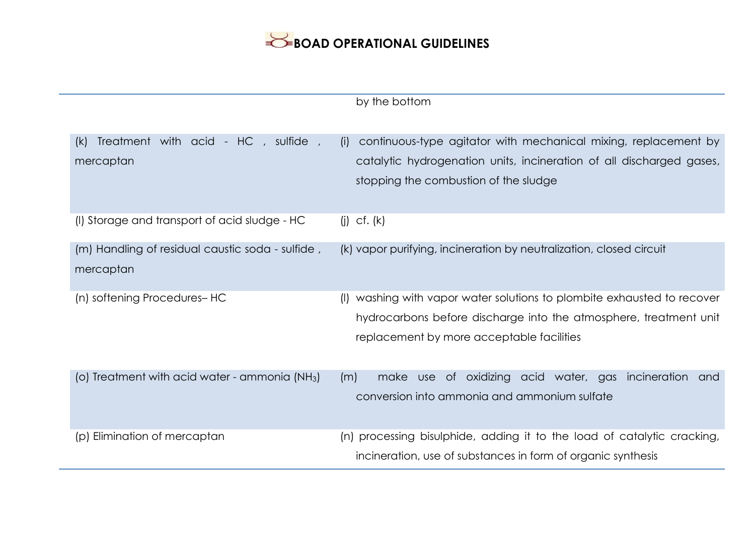| | |
|---|---|
| | by the bottom |
| (k) Treatment with acid - HC , sulfide , mercaptan | (i) continuous-type agitator with mechanical mixing, replacement by catalytic hydrogenation units, incineration of all discharged gases, stopping the combustion of the sludge |
| (l) Storage and transport of acid sludge - HC | (j) cf. (k) |
| (m) Handling of residual caustic soda - sulfide , mercaptan | (k) vapor purifying, incineration by neutralization, closed circuit |
| (n) softening Procedures– HC | (l) washing with vapor water solutions to plombite exhausted to recover hydrocarbons before discharge into the atmosphere, treatment unit replacement by more acceptable facilities |
| (o) Treatment with acid water - ammonia ($NH_3$) | (m) make use of oxidizing acid water, gas incineration and conversion into ammonia and ammonium sulfate |
| (p) Elimination of mercaptan | (n) processing bisulphide, adding it to the load of catalytic cracking, incineration, use of substances in form of organic synthesis |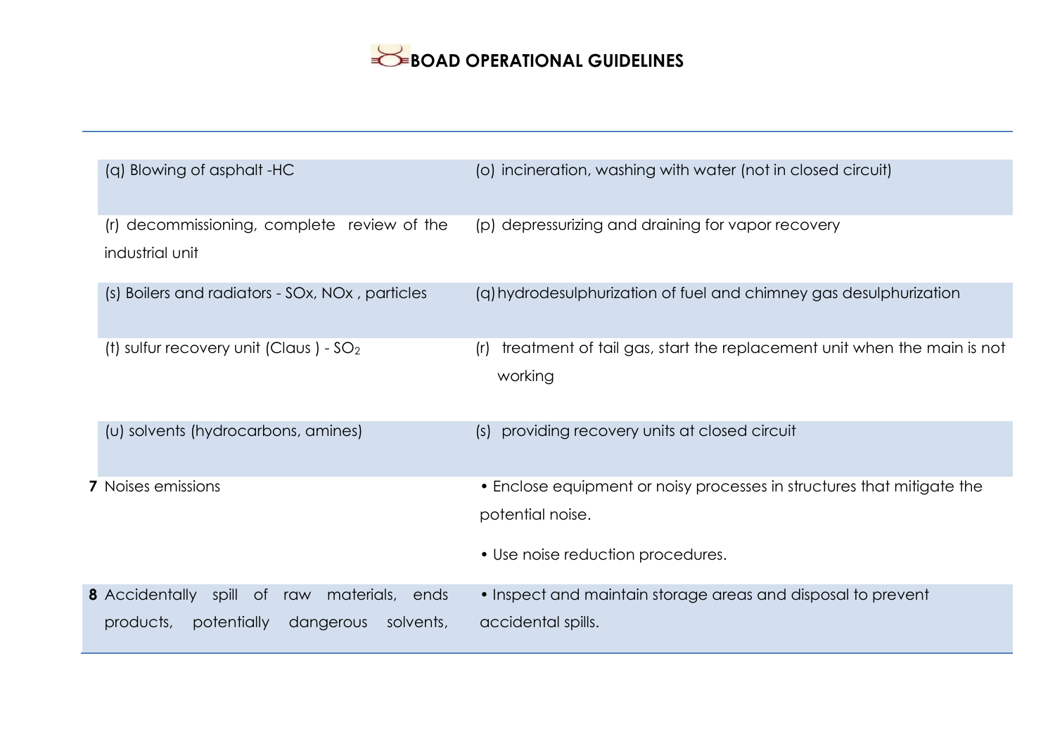| | | |
|---|---|---|
| | (q) Blowing of asphalt -HC | (o) incineration, washing with water (not in closed circuit) |
| | (r) decommissioning, complete review of the industrial unit | (p) depressurizing and draining for vapor recovery |
| | (s) Boilers and radiators - SOx, NOx , particles | (q) hydrodesulphurization of fuel and chimney gas desulphurization |
| | (t) sulfur recovery unit (Claus ) - $SO_2$ | (r) treatment of tail gas, start the replacement unit when the main is not working |
| | (u) solvents (hydrocarbons, amines) | (s) providing recovery units at closed circuit |
| **7** | Noises emissions | • Enclose equipment or noisy processes in structures that mitigate the potential noise.<br>• Use noise reduction procedures. |
| **8** | Accidentally spill of raw materials, ends products, potentially dangerous solvents, | • Inspect and maintain storage areas and disposal to prevent accidental spills. |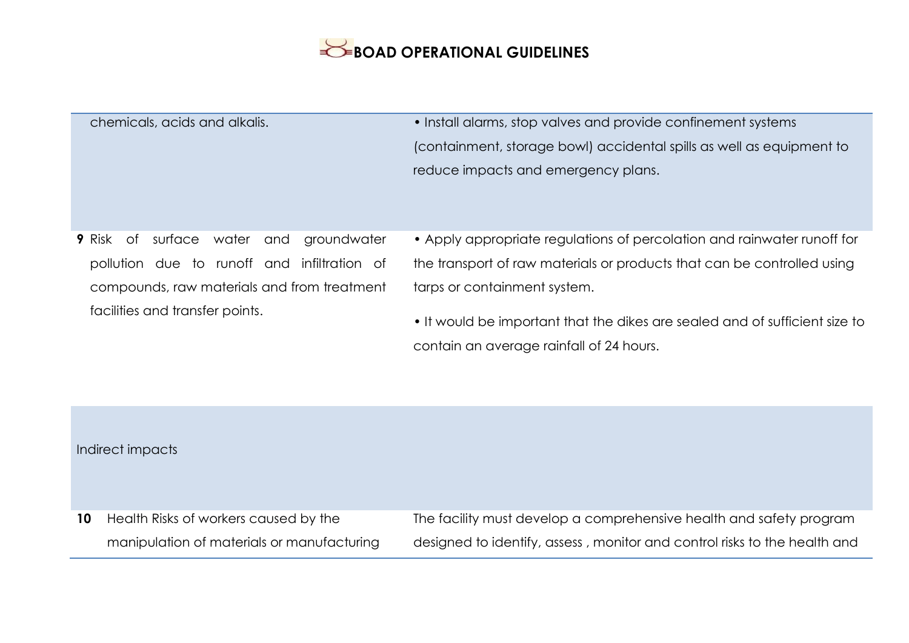| | | |
|---|---|---|
| | chemicals, acids and alkalis. | • Install alarms, stop valves and provide confinement systems (containment, storage bowl) accidental spills as well as equipment to reduce impacts and emergency plans. |
| **9** | Risk of surface water and groundwater pollution due to runoff and infiltration of compounds, raw materials and from treatment facilities and transfer points. | • Apply appropriate regulations of percolation and rainwater runoff for the transport of raw materials or products that can be controlled using tarps or containment system.<br>• It would be important that the dikes are sealed and of sufficient size to contain an average rainfall of 24 hours. |
| | Indirect impacts | |
| **10** | Health Risks of workers caused by the manipulation of materials or manufacturing | The facility must develop a comprehensive health and safety program designed to identify, assess , monitor and control risks to the health and |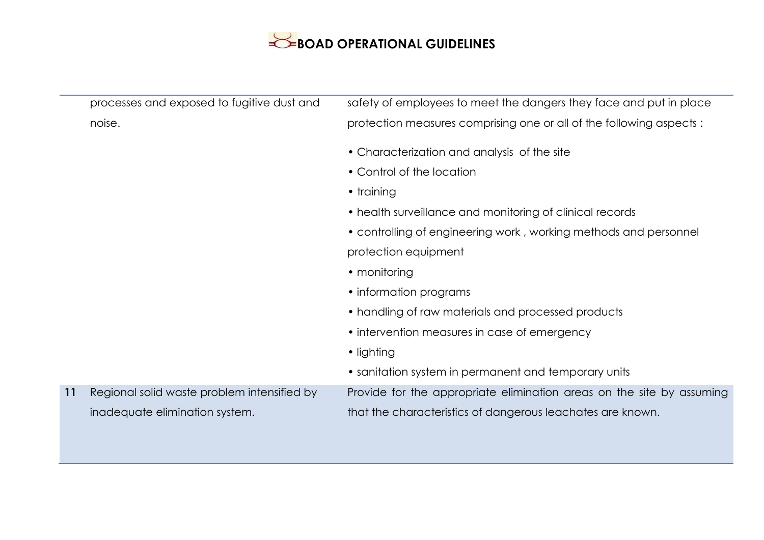| | | |
|---|---|---|
| | processes and exposed to fugitive dust and noise. | safety of employees to meet the dangers they face and put in place protection measures comprising one or all of the following aspects :<br>• Characterization and analysis of the site<br>• Control of the location<br>• training<br>• health surveillance and monitoring of clinical records<br>• controlling of engineering work , working methods and personnel protection equipment<br>• monitoring<br>• information programs<br>• handling of raw materials and processed products<br>• intervention measures in case of emergency<br>• lighting<br>• sanitation system in permanent and temporary units |
| **11** | Regional solid waste problem intensified by inadequate elimination system. | Provide for the appropriate elimination areas on the site by assuming that the characteristics of dangerous leachates are known. |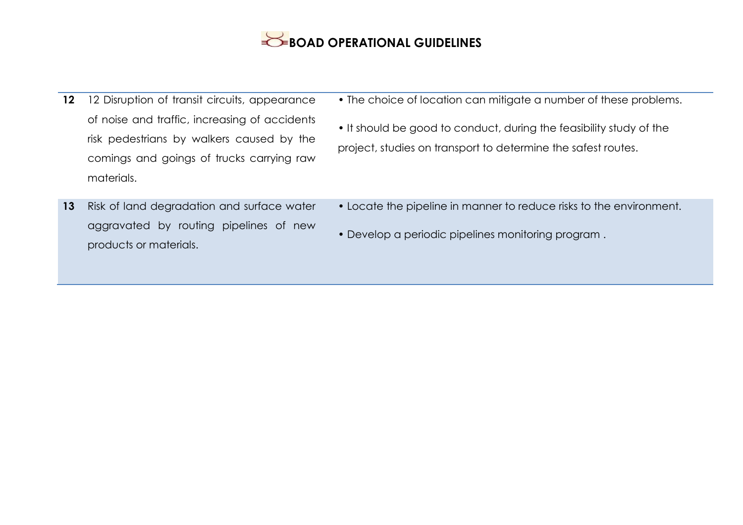| | | |
|---|---|---|
| **12** | 12 Disruption of transit circuits, appearance of noise and traffic, increasing of accidents risk pedestrians by walkers caused by the comings and goings of trucks carrying raw materials. | • The choice of location can mitigate a number of these problems.<br>• It should be good to conduct, during the feasibility study of the project, studies on transport to determine the safest routes. |
| **13** | Risk of land degradation and surface water aggravated by routing pipelines of new products or materials. | • Locate the pipeline in manner to reduce risks to the environment.<br>• Develop a periodic pipelines monitoring program . |